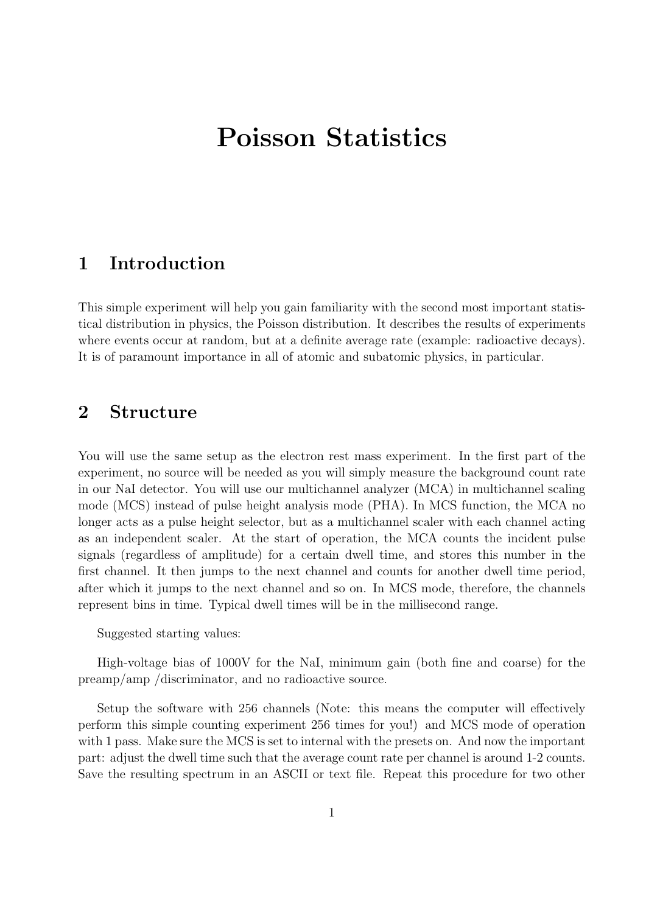# Poisson Statistics

## 1 Introduction

This simple experiment will help you gain familiarity with the second most important statistical distribution in physics, the Poisson distribution. It describes the results of experiments where events occur at random, but at a definite average rate (example: radioactive decays). It is of paramount importance in all of atomic and subatomic physics, in particular.

## 2 Structure

You will use the same setup as the electron rest mass experiment. In the first part of the experiment, no source will be needed as you will simply measure the background count rate in our NaI detector. You will use our multichannel analyzer (MCA) in multichannel scaling mode (MCS) instead of pulse height analysis mode (PHA). In MCS function, the MCA no longer acts as a pulse height selector, but as a multichannel scaler with each channel acting as an independent scaler. At the start of operation, the MCA counts the incident pulse signals (regardless of amplitude) for a certain dwell time, and stores this number in the first channel. It then jumps to the next channel and counts for another dwell time period, after which it jumps to the next channel and so on. In MCS mode, therefore, the channels represent bins in time. Typical dwell times will be in the millisecond range.

Suggested starting values:

High-voltage bias of 1000V for the NaI, minimum gain (both fine and coarse) for the preamp/amp /discriminator, and no radioactive source.

Setup the software with 256 channels (Note: this means the computer will effectively perform this simple counting experiment 256 times for you!) and MCS mode of operation with 1 pass. Make sure the MCS is set to internal with the presets on. And now the important part: adjust the dwell time such that the average count rate per channel is around 1-2 counts. Save the resulting spectrum in an ASCII or text file. Repeat this procedure for two other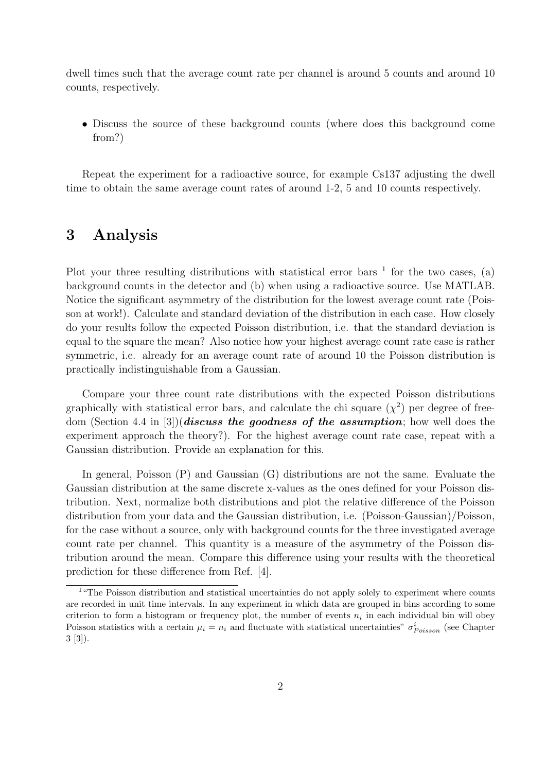dwell times such that the average count rate per channel is around 5 counts and around 10 counts, respectively.

- Discuss the source of these background counts (where does this background come from?)

Repeat the experiment for a radioactive source, for example Cs137 adjusting the dwell time to obtain the same average count rates of around 1-2, 5 and 10 counts respectively.

# 3 Analysis

Plot your three resulting distributions with statistical error bars [1] for the two cases, (a) background counts in the detector and (b) when using a radioactive source. Use MATLAB. Notice the significant asymmetry of the distribution for the lowest average count rate (Poisson at work!). Calculate and standard deviation of the distribution in each case. How closely do your results follow the expected Poisson distribution, i.e. that the standard deviation is equal to the square the mean? Also notice how your highest average count rate case is rather symmetric, i.e. already for an average count rate of around 10 the Poisson distribution is practically indistinguishable from a Gaussian.

Compare your three count rate distributions with the expected Poisson distributions graphically with statistical error bars, and calculate the chi square ($\chi^2$) per degree of freedom (Section 4.4 in [3])(***discuss the goodness of the assumption***; how well does the experiment approach the theory?). For the highest average count rate case, repeat with a Gaussian distribution. Provide an explanation for this.

In general, Poisson (P) and Gaussian (G) distributions are not the same. Evaluate the Gaussian distribution at the same discrete x-values as the ones defined for your Poisson distribution. Next, normalize both distributions and plot the relative difference of the Poisson distribution from your data and the Gaussian distribution, i.e. (Poisson-Gaussian)/Poisson, for the case without a source, only with background counts for the three investigated average count rate per channel. This quantity is a measure of the asymmetry of the Poisson distribution around the mean. Compare this difference using your results with the theoretical prediction for these difference from Ref. [4].

[1] "The Poisson distribution and statistical uncertainties do not apply solely to experiment where counts are recorded in unit time intervals. In any experiment in which data are grouped in bins according to some criterion to form a histogram or frequency plot, the number of events $n_i$ in each individual bin will obey Poisson statistics with a certain $\mu_i = n_i$ and fluctuate with statistical uncertainties" $\sigma^i_{Poisson}$ (see Chapter 3 [3]).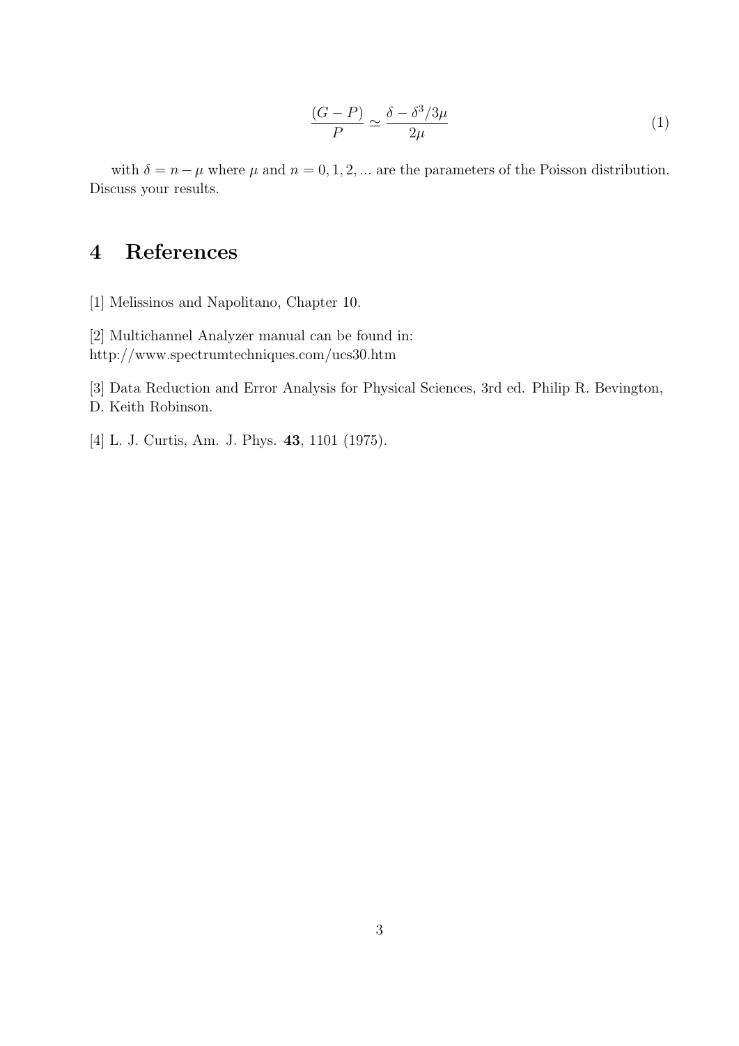$$\frac{(G-P)}{P} \simeq \frac{\delta - \delta^3/3\mu}{2\mu} \tag{1}$$

with $\delta = n - \mu$ where $\mu$ and $n = 0, 1, 2, ...$ are the parameters of the Poisson distribution. Discuss your results.

# 4 References

[1] Melissinos and Napolitano, Chapter 10.

[2] Multichannel Analyzer manual can be found in:
http://www.spectrumtechniques.com/ucs30.htm

[3] Data Reduction and Error Analysis for Physical Sciences, 3rd ed. Philip R. Bevington, D. Keith Robinson.

[4] L. J. Curtis, Am. J. Phys. **43**, 1101 (1975).